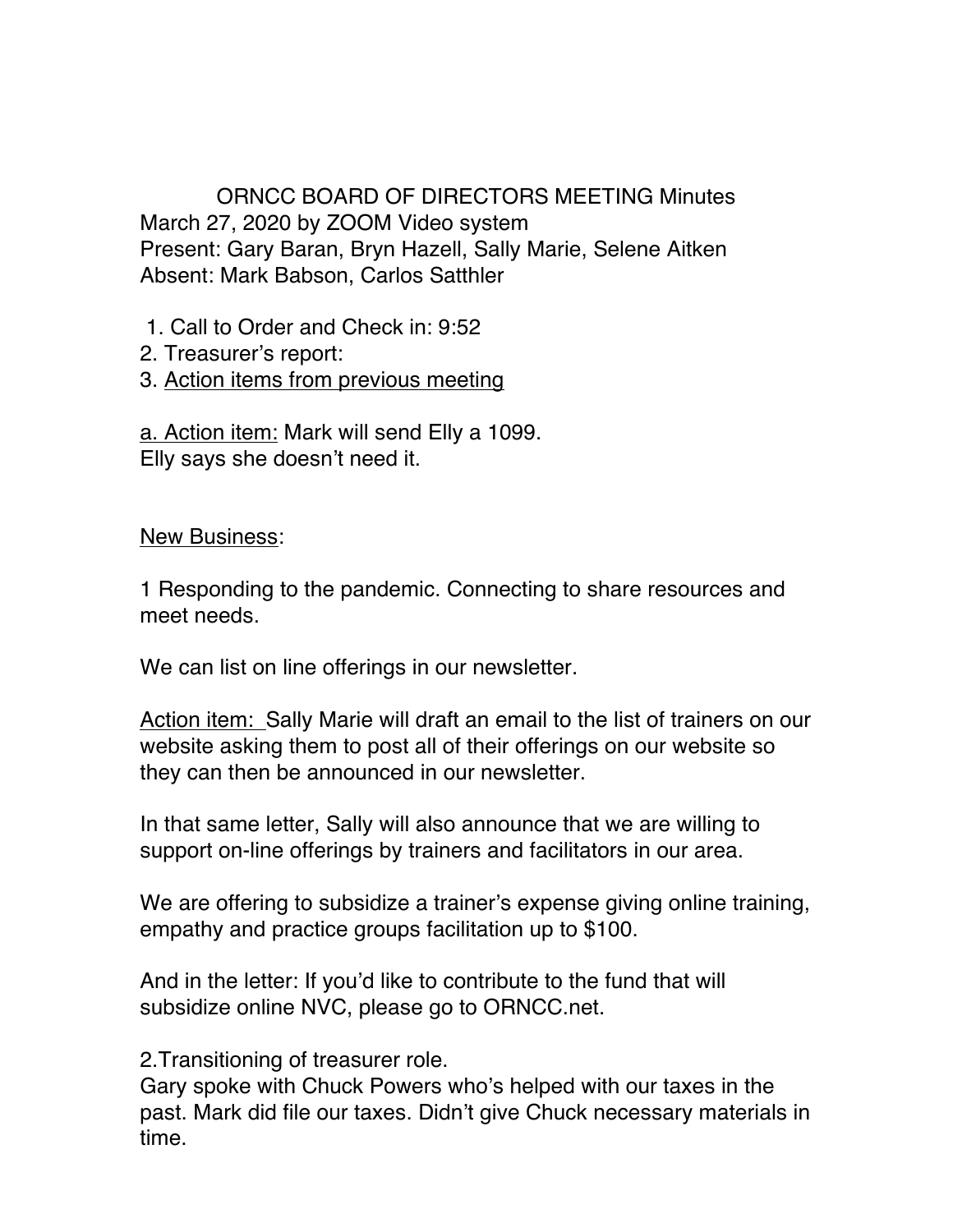# ORNCC BOARD OF DIRECTORS MEETING Minutes

March 27, 2020 by ZOOM Video system
Present: Gary Baran, Bryn Hazell, Sally Marie, Selene Aitken
Absent: Mark Babson, Carlos Satthler

1. Call to Order and Check in: 9:52
2. Treasurer's report:
3. <u>Action items from previous meeting</u>

<u>a. Action item:</u> Mark will send Elly a 1099.
Elly says she doesn't need it.

<u>New Business</u>:

1 Responding to the pandemic. Connecting to share resources and meet needs.

We can list on line offerings in our newsletter.

<u>Action item:</u> Sally Marie will draft an email to the list of trainers on our website asking them to post all of their offerings on our website so they can then be announced in our newsletter.

In that same letter, Sally will also announce that we are willing to support on-line offerings by trainers and facilitators in our area.

We are offering to subsidize a trainer's expense giving online training, empathy and practice groups facilitation up to $100.

And in the letter: If you'd like to contribute to the fund that will subsidize online NVC, please go to ORNCC.net.

2.Transitioning of treasurer role.
Gary spoke with Chuck Powers who's helped with our taxes in the past. Mark did file our taxes. Didn't give Chuck necessary materials in time.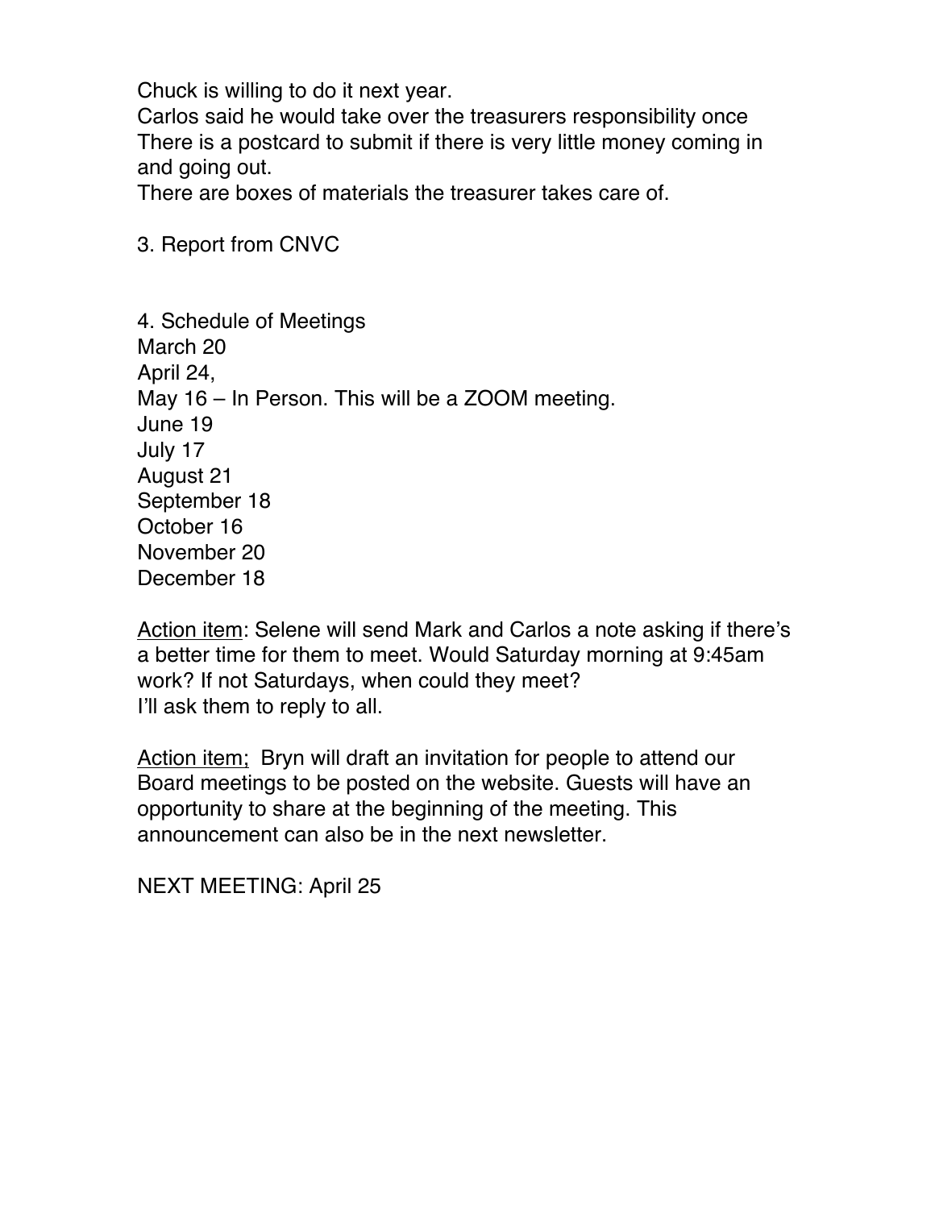Chuck is willing to do it next year.
Carlos said he would take over the treasurers responsibility once
There is a postcard to submit if there is very little money coming in and going out.
There are boxes of materials the treasurer takes care of.

3. Report from CNVC

4. Schedule of Meetings
March 20
April 24,
May 16 – In Person. This will be a ZOOM meeting.
June 19
July 17
August 21
September 18
October 16
November 20
December 18

<u>Action item</u>: Selene will send Mark and Carlos a note asking if there's a better time for them to meet. Would Saturday morning at 9:45am work? If not Saturdays, when could they meet?
I'll ask them to reply to all.

<u>Action item;</u> Bryn will draft an invitation for people to attend our Board meetings to be posted on the website. Guests will have an opportunity to share at the beginning of the meeting. This announcement can also be in the next newsletter.

NEXT MEETING: April 25